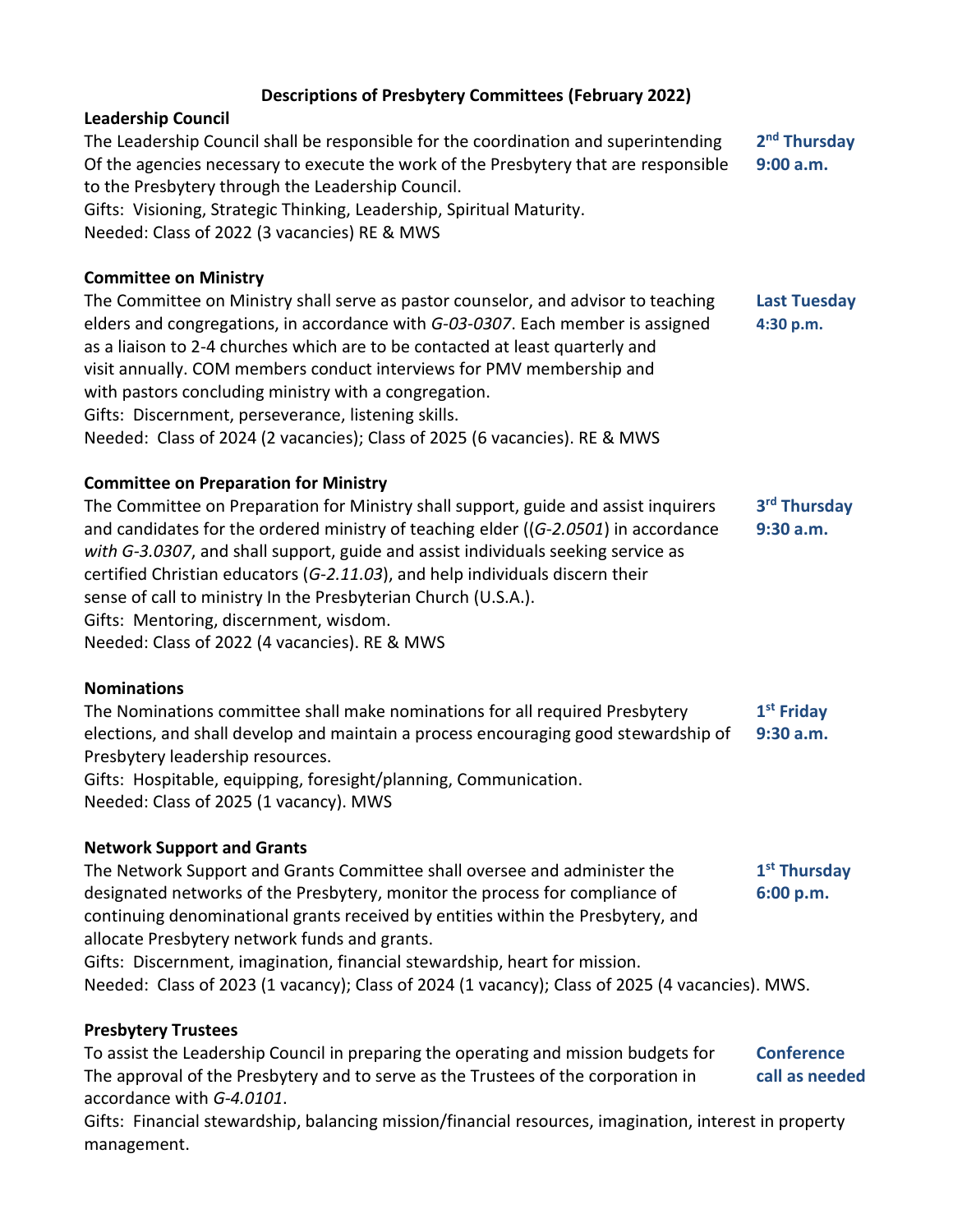# Descriptions of Presbytery Committees (February 2022)

## Leadership Council

**2nd Thursday 9:00 a.m.**

The Leadership Council shall be responsible for the coordination and superintending Of the agencies necessary to execute the work of the Presbytery that are responsible to the Presbytery through the Leadership Council.

Gifts: Visioning, Strategic Thinking, Leadership, Spiritual Maturity.

Needed: Class of 2022 (3 vacancies) RE & MWS

## Committee on Ministry

**Last Tuesday 4:30 p.m.**

The Committee on Ministry shall serve as pastor counselor, and advisor to teaching elders and congregations, in accordance with *G-03-0307*. Each member is assigned as a liaison to 2-4 churches which are to be contacted at least quarterly and visit annually. COM members conduct interviews for PMV membership and with pastors concluding ministry with a congregation.

Gifts: Discernment, perseverance, listening skills.

Needed: Class of 2024 (2 vacancies); Class of 2025 (6 vacancies). RE & MWS

## Committee on Preparation for Ministry

**3rd Thursday 9:30 a.m.**

The Committee on Preparation for Ministry shall support, guide and assist inquirers and candidates for the ordered ministry of teaching elder ((*G-2.0501*) in accordance *with G-3.0307*, and shall support, guide and assist individuals seeking service as certified Christian educators (*G-2.11.03*), and help individuals discern their sense of call to ministry In the Presbyterian Church (U.S.A.).

Gifts: Mentoring, discernment, wisdom.

Needed: Class of 2022 (4 vacancies). RE & MWS

## Nominations

**1st Friday 9:30 a.m.**

The Nominations committee shall make nominations for all required Presbytery elections, and shall develop and maintain a process encouraging good stewardship of Presbytery leadership resources.

Gifts: Hospitable, equipping, foresight/planning, Communication.

Needed: Class of 2025 (1 vacancy). MWS

## Network Support and Grants

**1st Thursday 6:00 p.m.**

The Network Support and Grants Committee shall oversee and administer the designated networks of the Presbytery, monitor the process for compliance of continuing denominational grants received by entities within the Presbytery, and allocate Presbytery network funds and grants.

Gifts: Discernment, imagination, financial stewardship, heart for mission.

Needed: Class of 2023 (1 vacancy); Class of 2024 (1 vacancy); Class of 2025 (4 vacancies). MWS.

## Presbytery Trustees

**Conference call as needed**

To assist the Leadership Council in preparing the operating and mission budgets for The approval of the Presbytery and to serve as the Trustees of the corporation in accordance with *G-4.0101*.

Gifts: Financial stewardship, balancing mission/financial resources, imagination, interest in property management.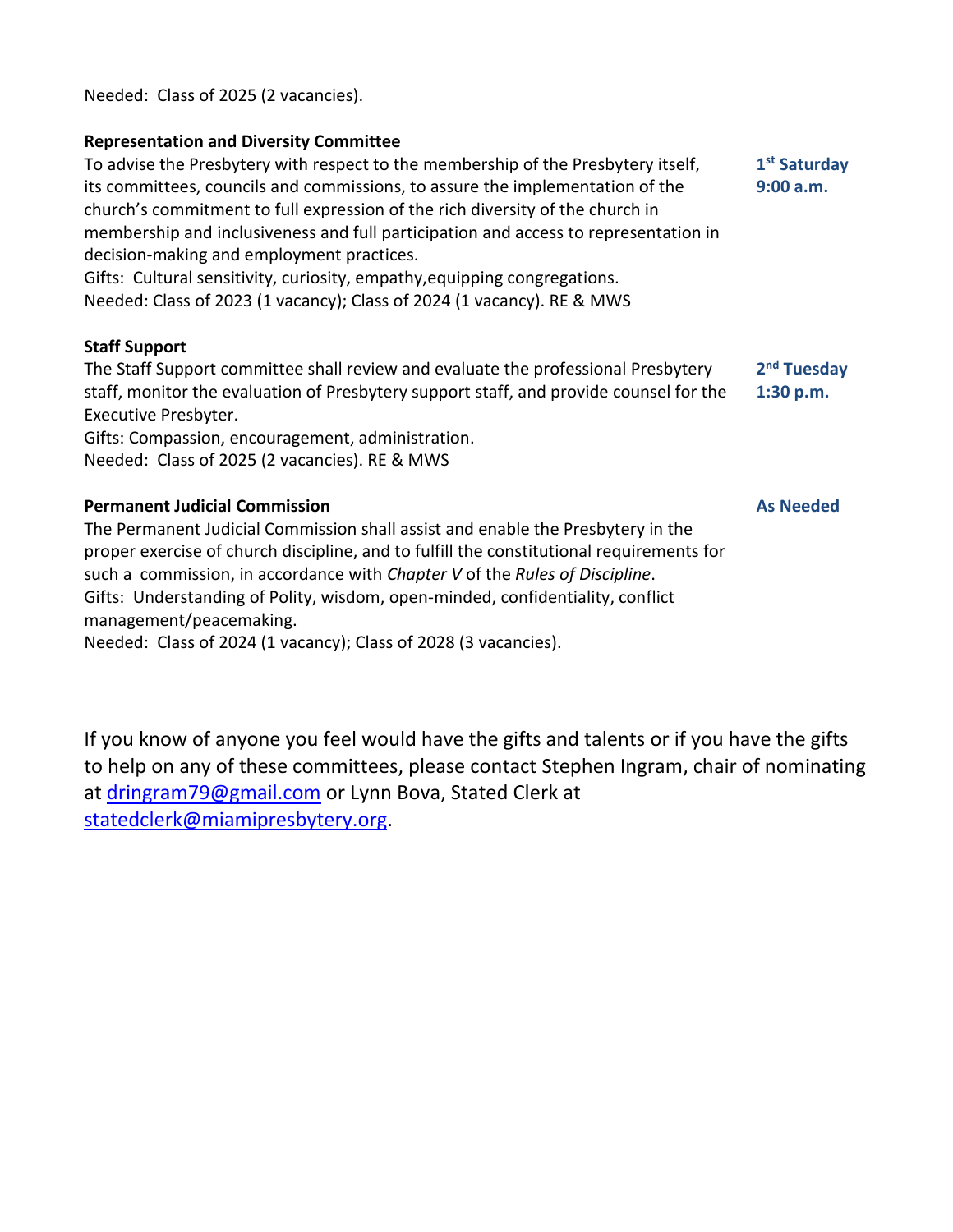Needed: Class of 2025 (2 vacancies).

**Representation and Diversity Committee**

**1st Saturday 9:00 a.m.**

To advise the Presbytery with respect to the membership of the Presbytery itself, its committees, councils and commissions, to assure the implementation of the church's commitment to full expression of the rich diversity of the church in membership and inclusiveness and full participation and access to representation in decision-making and employment practices.
Gifts: Cultural sensitivity, curiosity, empathy,equipping congregations.
Needed: Class of 2023 (1 vacancy); Class of 2024 (1 vacancy). RE & MWS

**Staff Support**

**2nd Tuesday 1:30 p.m.**

The Staff Support committee shall review and evaluate the professional Presbytery staff, monitor the evaluation of Presbytery support staff, and provide counsel for the Executive Presbyter.
Gifts: Compassion, encouragement, administration.
Needed: Class of 2025 (2 vacancies). RE & MWS

**Permanent Judicial Commission**

**As Needed**

The Permanent Judicial Commission shall assist and enable the Presbytery in the proper exercise of church discipline, and to fulfill the constitutional requirements for such a commission, in accordance with *Chapter V* of the *Rules of Discipline*.
Gifts: Understanding of Polity, wisdom, open-minded, confidentiality, conflict management/peacemaking.
Needed: Class of 2024 (1 vacancy); Class of 2028 (3 vacancies).

If you know of anyone you feel would have the gifts and talents or if you have the gifts to help on any of these committees, please contact Stephen Ingram, chair of nominating at dringram79@gmail.com or Lynn Bova, Stated Clerk at statedclerk@miamipresbytery.org.